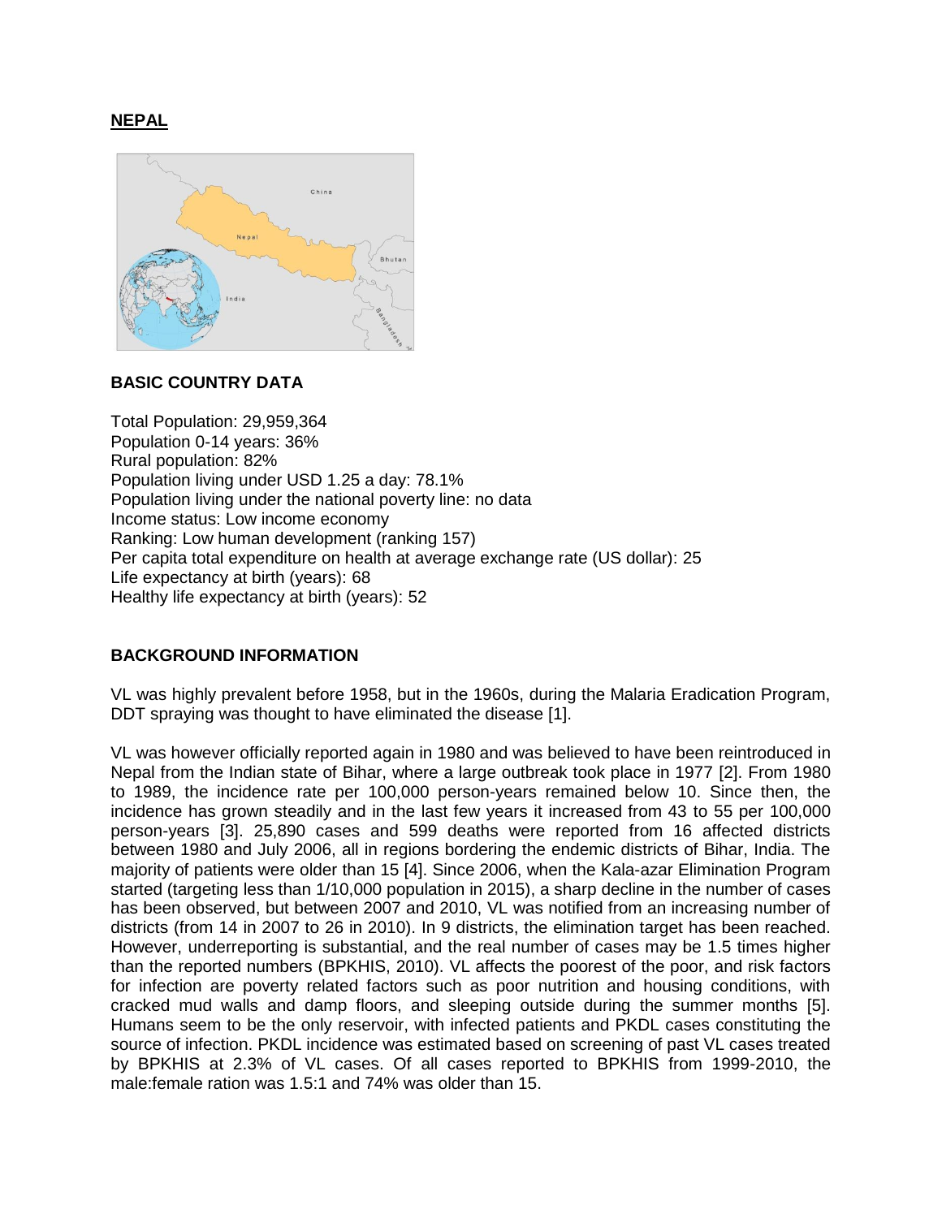## NEPAL

### BASIC COUNTRY DATA

Total Population: 29,959,364
Population 0-14 years: 36%
Rural population: 82%
Population living under USD 1.25 a day: 78.1%
Population living under the national poverty line: no data
Income status: Low income economy
Ranking: Low human development (ranking 157)
Per capita total expenditure on health at average exchange rate (US dollar): 25
Life expectancy at birth (years): 68
Healthy life expectancy at birth (years): 52

### BACKGROUND INFORMATION

VL was highly prevalent before 1958, but in the 1960s, during the Malaria Eradication Program, DDT spraying was thought to have eliminated the disease [1].

VL was however officially reported again in 1980 and was believed to have been reintroduced in Nepal from the Indian state of Bihar, where a large outbreak took place in 1977 [2]. From 1980 to 1989, the incidence rate per 100,000 person-years remained below 10. Since then, the incidence has grown steadily and in the last few years it increased from 43 to 55 per 100,000 person-years [3]. 25,890 cases and 599 deaths were reported from 16 affected districts between 1980 and July 2006, all in regions bordering the endemic districts of Bihar, India. The majority of patients were older than 15 [4]. Since 2006, when the Kala-azar Elimination Program started (targeting less than 1/10,000 population in 2015), a sharp decline in the number of cases has been observed, but between 2007 and 2010, VL was notified from an increasing number of districts (from 14 in 2007 to 26 in 2010). In 9 districts, the elimination target has been reached. However, underreporting is substantial, and the real number of cases may be 1.5 times higher than the reported numbers (BPKHIS, 2010). VL affects the poorest of the poor, and risk factors for infection are poverty related factors such as poor nutrition and housing conditions, with cracked mud walls and damp floors, and sleeping outside during the summer months [5]. Humans seem to be the only reservoir, with infected patients and PKDL cases constituting the source of infection. PKDL incidence was estimated based on screening of past VL cases treated by BPKHIS at 2.3% of VL cases. Of all cases reported to BPKHIS from 1999-2010, the male:female ration was 1.5:1 and 74% was older than 15.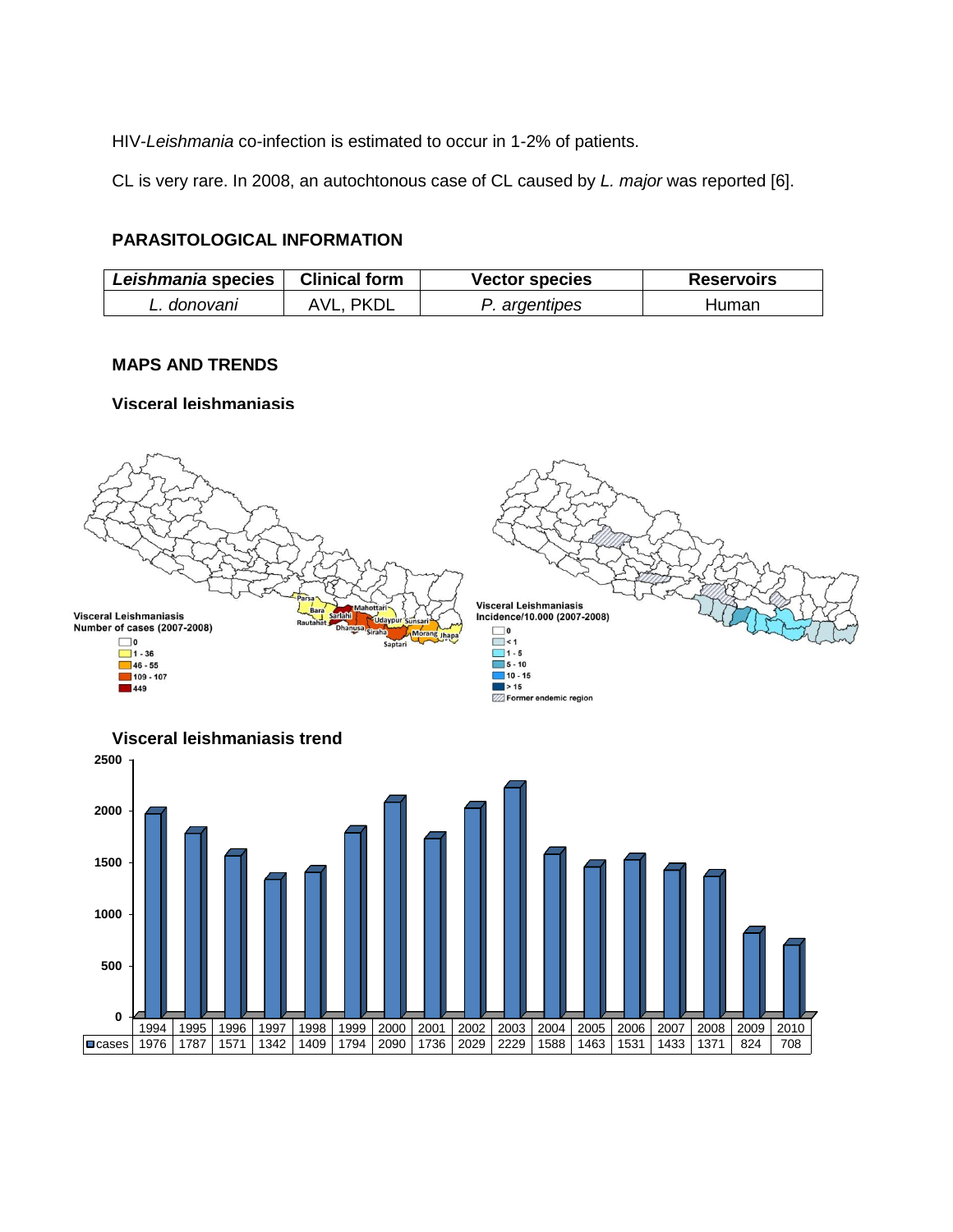HIV-*Leishmania* co-infection is estimated to occur in 1-2% of patients.

CL is very rare. In 2008, an autochtonous case of CL caused by *L. major* was reported [6].

## PARASITOLOGICAL INFORMATION

| *Leishmania* species | Clinical form | Vector species | Reservoirs |
|---|---|---|---|
| *L. donovani* | AVL, PKDL | *P. argentipes* | Human |

## MAPS AND TRENDS

### Visceral leishmaniasis

Visceral Leishmaniasis Number of cases (2007-2008)

Visceral Leishmaniasis Incidence/10.000 (2007-2008)

### Visceral leishmaniasis trend

| | 1994 | 1995 | 1996 | 1997 | 1998 | 1999 | 2000 | 2001 | 2002 | 2003 | 2004 | 2005 | 2006 | 2007 | 2008 | 2009 | 2010 |
|---|---|---|---|---|---|---|---|---|---|---|---|---|---|---|---|---|---|
| cases | 1976 | 1787 | 1571 | 1342 | 1409 | 1794 | 2090 | 1736 | 2029 | 2229 | 1588 | 1463 | 1531 | 1433 | 1371 | 824 | 708 |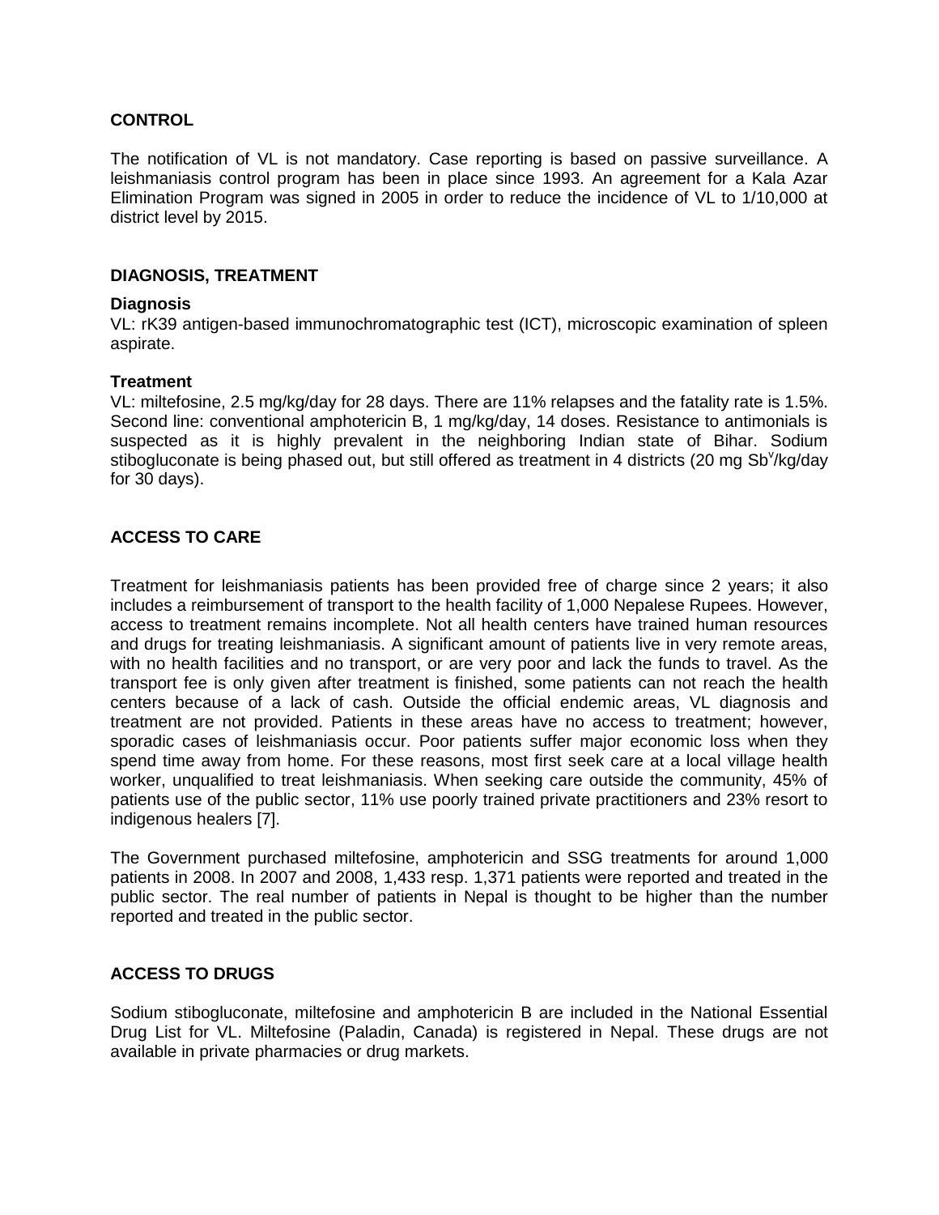## CONTROL

The notification of VL is not mandatory. Case reporting is based on passive surveillance. A leishmaniasis control program has been in place since 1993. An agreement for a Kala Azar Elimination Program was signed in 2005 in order to reduce the incidence of VL to 1/10,000 at district level by 2015.

## DIAGNOSIS, TREATMENT

### Diagnosis

VL: rK39 antigen-based immunochromatographic test (ICT), microscopic examination of spleen aspirate.

### Treatment

VL: miltefosine, 2.5 mg/kg/day for 28 days. There are 11% relapses and the fatality rate is 1.5%. Second line: conventional amphotericin B, 1 mg/kg/day, 14 doses. Resistance to antimonials is suspected as it is highly prevalent in the neighboring Indian state of Bihar. Sodium stibogluconate is being phased out, but still offered as treatment in 4 districts (20 mg $Sb^{v}$/kg/day for 30 days).

## ACCESS TO CARE

Treatment for leishmaniasis patients has been provided free of charge since 2 years; it also includes a reimbursement of transport to the health facility of 1,000 Nepalese Rupees. However, access to treatment remains incomplete. Not all health centers have trained human resources and drugs for treating leishmaniasis. A significant amount of patients live in very remote areas, with no health facilities and no transport, or are very poor and lack the funds to travel. As the transport fee is only given after treatment is finished, some patients can not reach the health centers because of a lack of cash. Outside the official endemic areas, VL diagnosis and treatment are not provided. Patients in these areas have no access to treatment; however, sporadic cases of leishmaniasis occur. Poor patients suffer major economic loss when they spend time away from home. For these reasons, most first seek care at a local village health worker, unqualified to treat leishmaniasis. When seeking care outside the community, 45% of patients use of the public sector, 11% use poorly trained private practitioners and 23% resort to indigenous healers [7].

The Government purchased miltefosine, amphotericin and SSG treatments for around 1,000 patients in 2008. In 2007 and 2008, 1,433 resp. 1,371 patients were reported and treated in the public sector. The real number of patients in Nepal is thought to be higher than the number reported and treated in the public sector.

## ACCESS TO DRUGS

Sodium stibogluconate, miltefosine and amphotericin B are included in the National Essential Drug List for VL. Miltefosine (Paladin, Canada) is registered in Nepal. These drugs are not available in private pharmacies or drug markets.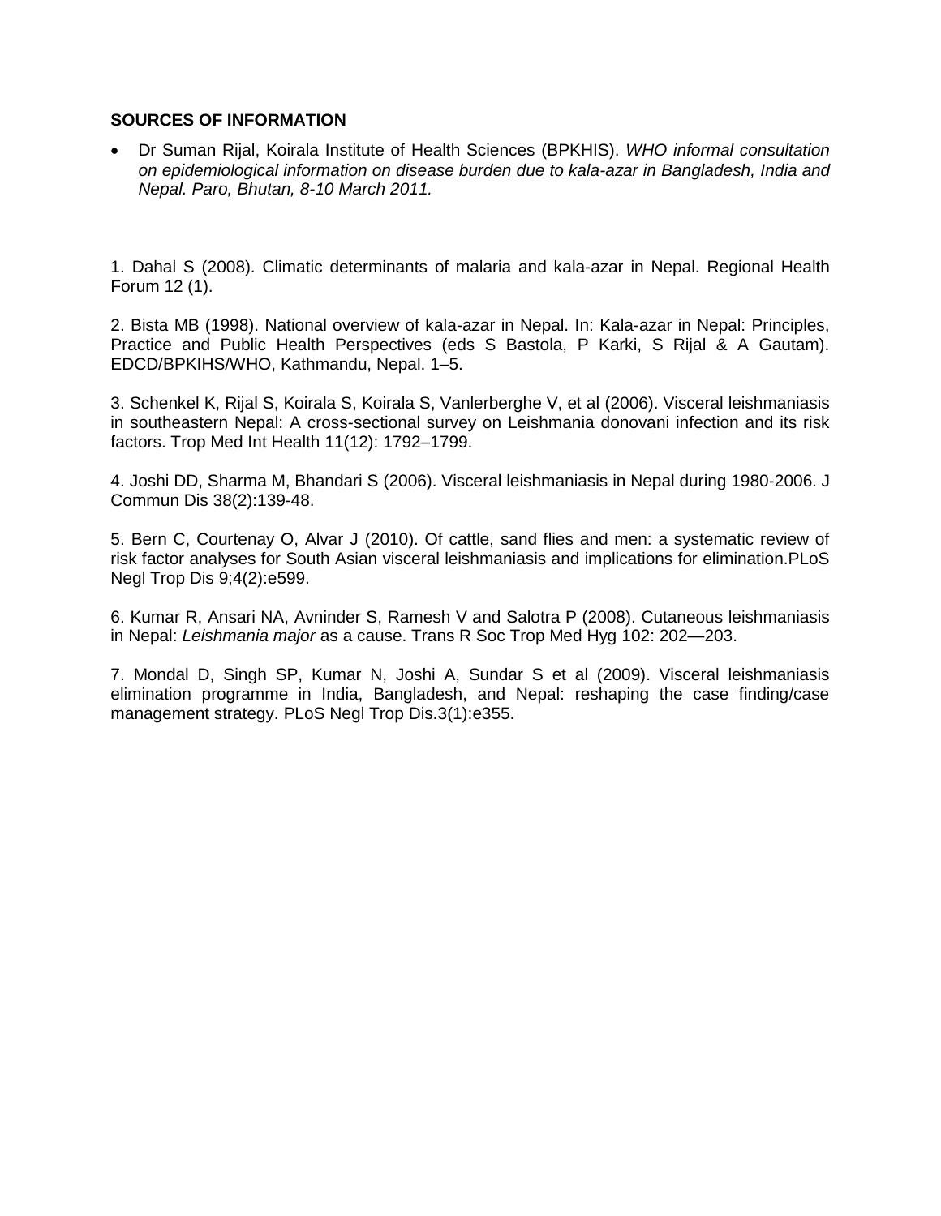**SOURCES OF INFORMATION**

- Dr Suman Rijal, Koirala Institute of Health Sciences (BPKHIS). *WHO informal consultation on epidemiological information on disease burden due to kala-azar in Bangladesh, India and Nepal. Paro, Bhutan, 8-10 March 2011.*

1. Dahal S (2008). Climatic determinants of malaria and kala-azar in Nepal. Regional Health Forum 12 (1).

2. Bista MB (1998). National overview of kala-azar in Nepal. In: Kala-azar in Nepal: Principles, Practice and Public Health Perspectives (eds S Bastola, P Karki, S Rijal & A Gautam). EDCD/BPKIHS/WHO, Kathmandu, Nepal. 1–5.

3. Schenkel K, Rijal S, Koirala S, Koirala S, Vanlerberghe V, et al (2006). Visceral leishmaniasis in southeastern Nepal: A cross-sectional survey on Leishmania donovani infection and its risk factors. Trop Med Int Health 11(12): 1792–1799.

4. Joshi DD, Sharma M, Bhandari S (2006). Visceral leishmaniasis in Nepal during 1980-2006. J Commun Dis 38(2):139-48.

5. Bern C, Courtenay O, Alvar J (2010). Of cattle, sand flies and men: a systematic review of risk factor analyses for South Asian visceral leishmaniasis and implications for elimination.PLoS Negl Trop Dis 9;4(2):e599.

6. Kumar R, Ansari NA, Avninder S, Ramesh V and Salotra P (2008). Cutaneous leishmaniasis in Nepal: *Leishmania major* as a cause. Trans R Soc Trop Med Hyg 102: 202—203.

7. Mondal D, Singh SP, Kumar N, Joshi A, Sundar S et al (2009). Visceral leishmaniasis elimination programme in India, Bangladesh, and Nepal: reshaping the case finding/case management strategy. PLoS Negl Trop Dis.3(1):e355.